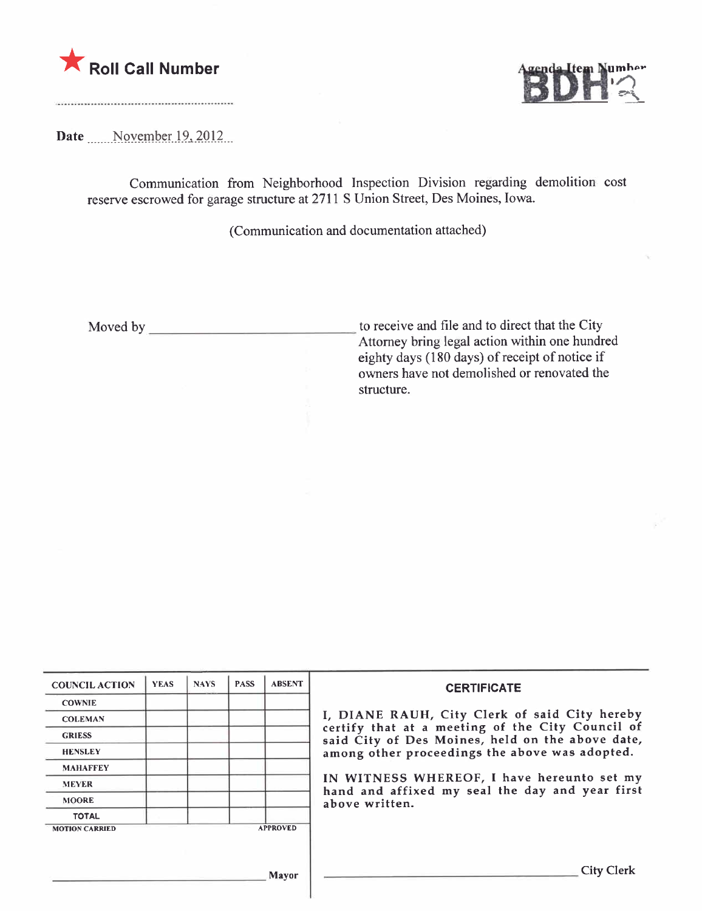★ **Roll Call Number**

Agenda Item Number **BDH 2**

**Date** November 19, 2012

Communication from Neighborhood Inspection Division regarding demolition cost reserve escrowed for garage structure at 2711 S Union Street, Des Moines, Iowa.

(Communication and documentation attached)

Moved by ______________________ to receive and file and to direct that the City Attorney bring legal action within one hundred eighty days (180 days) of receipt of notice if owners have not demolished or renovated the structure.

| COUNCIL ACTION | YEAS | NAYS | PASS | ABSENT |
|---|---|---|---|---|
| COWNIE | | | | |
| COLEMAN | | | | |
| GRIESS | | | | |
| HENSLEY | | | | |
| MAHAFFEY | | | | |
| MEYER | | | | |
| MOORE | | | | |
| TOTAL | | | | |

MOTION CARRIED APPROVED

______________________ Mayor

**CERTIFICATE**

I, DIANE RAUH, City Clerk of said City hereby certify that at a meeting of the City Council of said City of Des Moines, held on the above date, among other proceedings the above was adopted.

IN WITNESS WHEREOF, I have hereunto set my hand and affixed my seal the day and year first above written.

______________________ City Clerk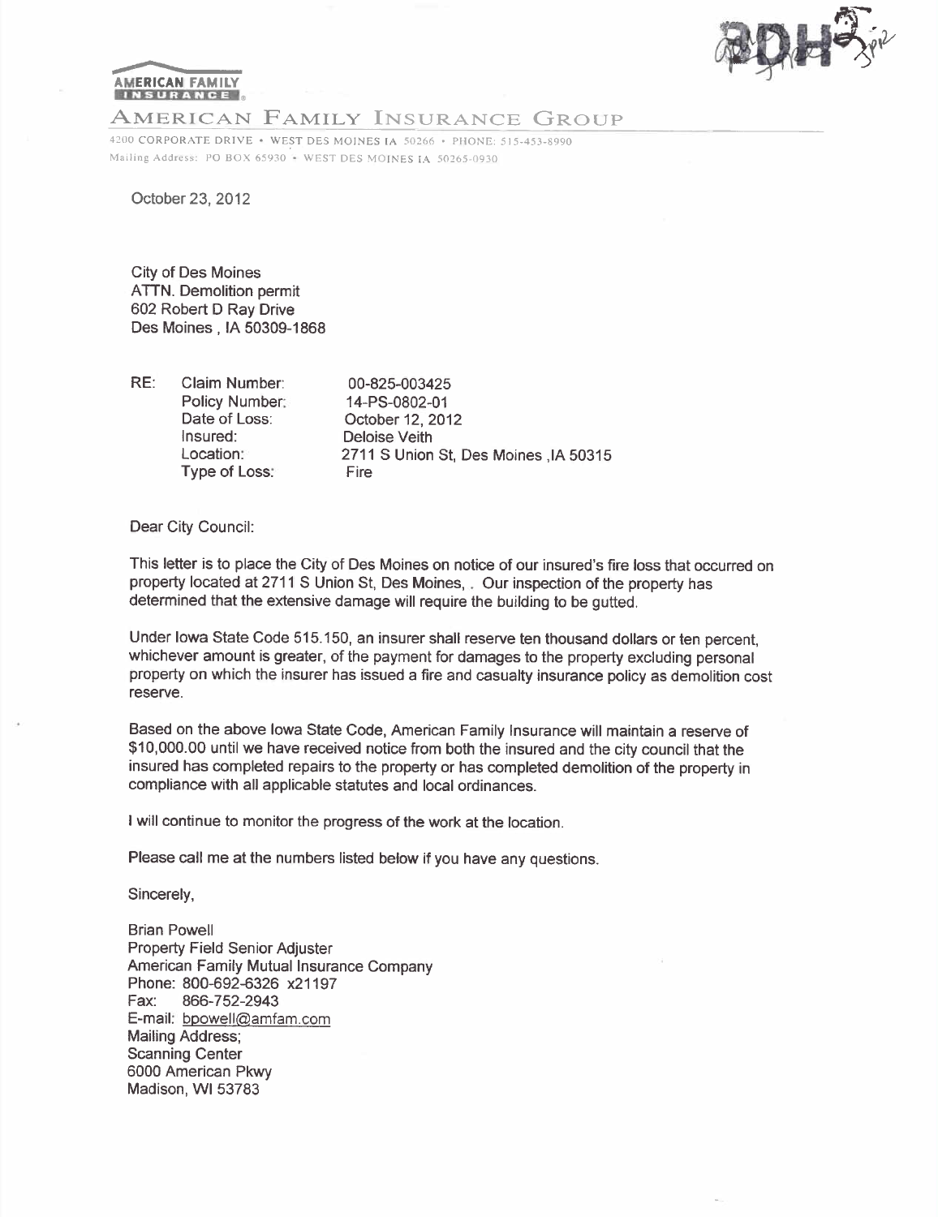AMERICAN FAMILY INSURANCE

# AMERICAN FAMILY INSURANCE GROUP

4200 CORPORATE DRIVE • WEST DES MOINES IA 50266 • PHONE: 515-453-8990
Mailing Address: PO BOX 65930 • WEST DES MOINES IA 50265-0930

October 23, 2012

City of Des Moines
ATTN. Demolition permit
602 Robert D Ray Drive
Des Moines , IA 50309-1868

| | | |
|---|---|---|
| RE: | Claim Number: | 00-825-003425 |
| | Policy Number: | 14-PS-0802-01 |
| | Date of Loss: | October 12, 2012 |
| | Insured: | Deloise Veith |
| | Location: | 2711 S Union St, Des Moines ,IA 50315 |
| | Type of Loss: | Fire |

Dear City Council:

This letter is to place the City of Des Moines on notice of our insured's fire loss that occurred on property located at 2711 S Union St, Des Moines, . Our inspection of the property has determined that the extensive damage will require the building to be gutted.

Under Iowa State Code 515.150, an insurer shall reserve ten thousand dollars or ten percent, whichever amount is greater, of the payment for damages to the property excluding personal property on which the insurer has issued a fire and casualty insurance policy as demolition cost reserve.

Based on the above Iowa State Code, American Family Insurance will maintain a reserve of $10,000.00 until we have received notice from both the insured and the city council that the insured has completed repairs to the property or has completed demolition of the property in compliance with all applicable statutes and local ordinances.

I will continue to monitor the progress of the work at the location.

Please call me at the numbers listed below if you have any questions.

Sincerely,

Brian Powell
Property Field Senior Adjuster
American Family Mutual Insurance Company
Phone: 800-692-6326 x21197
Fax: 866-752-2943
E-mail: bpowell@amfam.com
Mailing Address;
Scanning Center
6000 American Pkwy
Madison, WI 53783